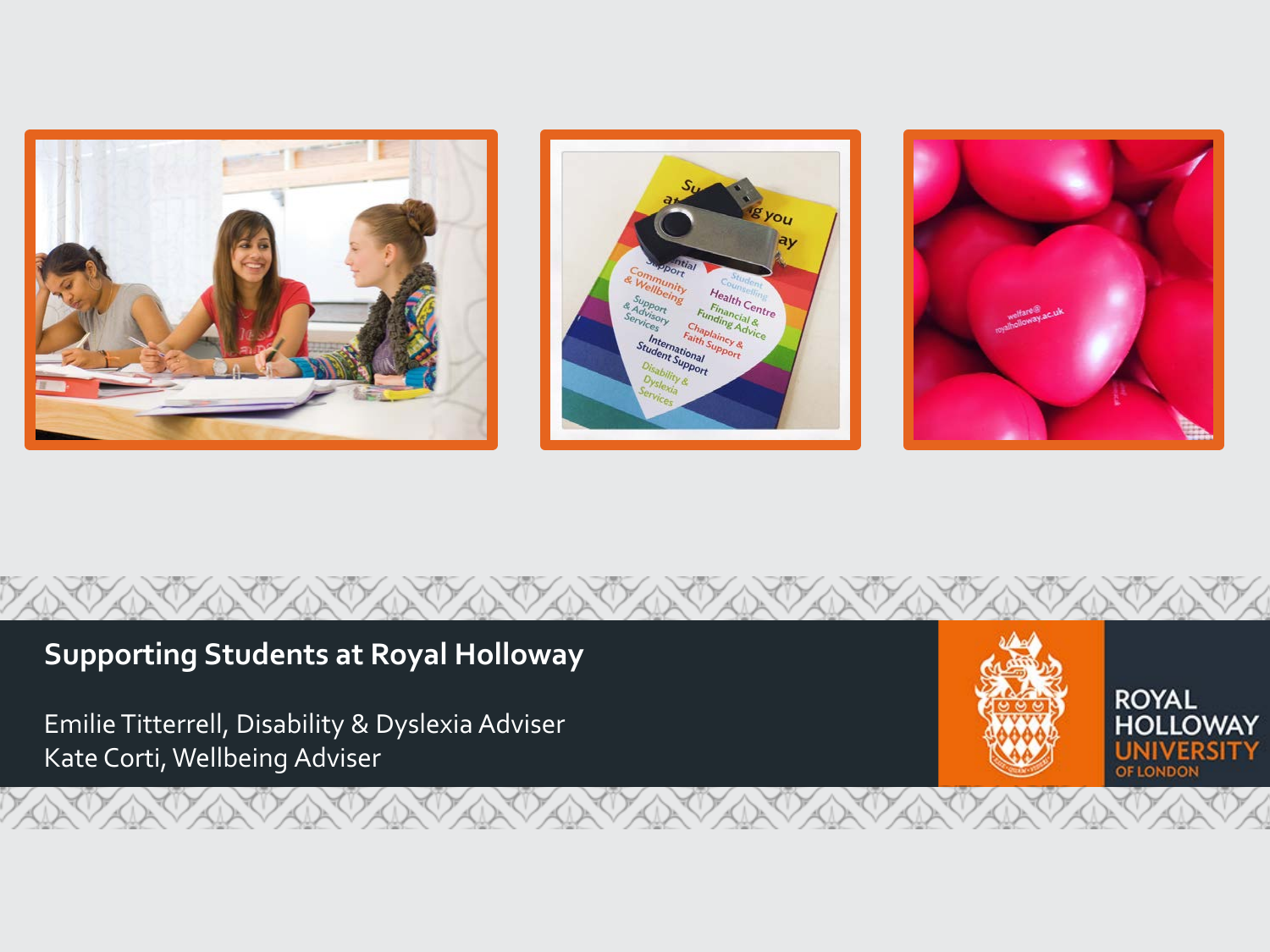# Supporting Students at Royal Holloway

Emilie Titterrell, Disability & Dyslexia Adviser
Kate Corti, Wellbeing Adviser

ROYAL HOLLOWAY
UNIVERSITY
OF LONDON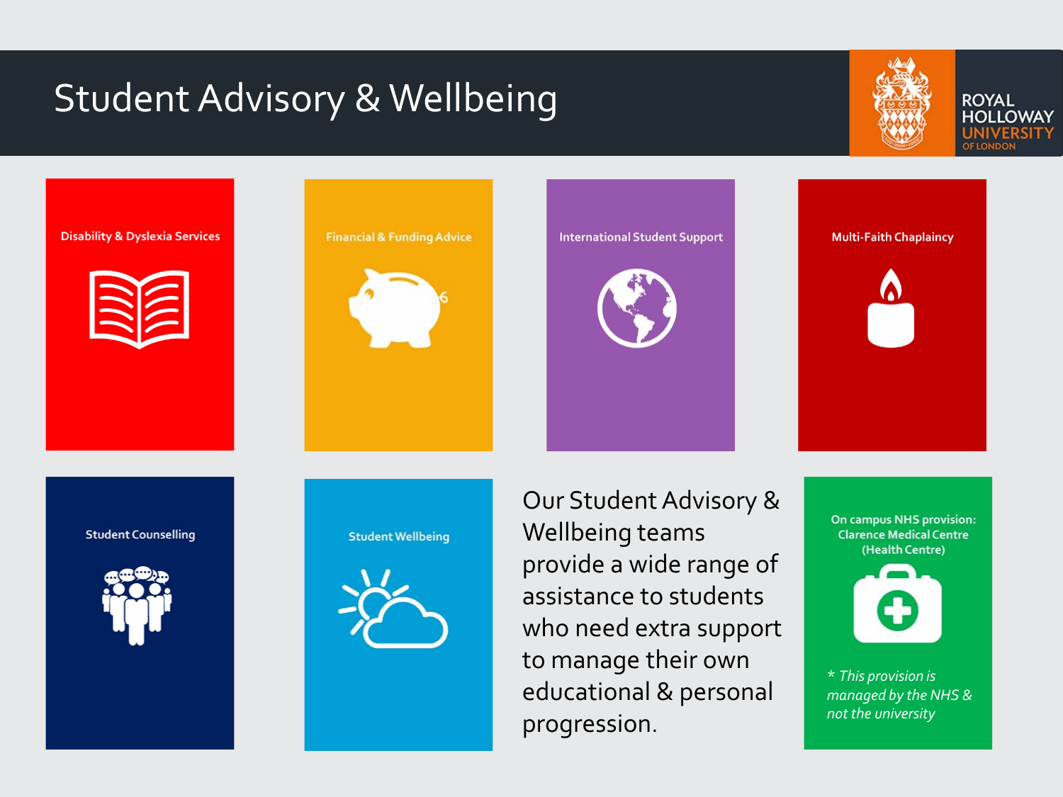# Student Advisory & Wellbeing

ROYAL HOLLOWAY UNIVERSITY OF LONDON

- Disability & Dyslexia Services
- Financial & Funding Advice
- International Student Support
- Multi-Faith Chaplaincy
- Student Counselling
- Student Wellbeing

Our Student Advisory & Wellbeing teams provide a wide range of assistance to students who need extra support to manage their own educational & personal progression.

On campus NHS provision: Clarence Medical Centre (Health Centre)

*\* This provision is managed by the NHS & not the university*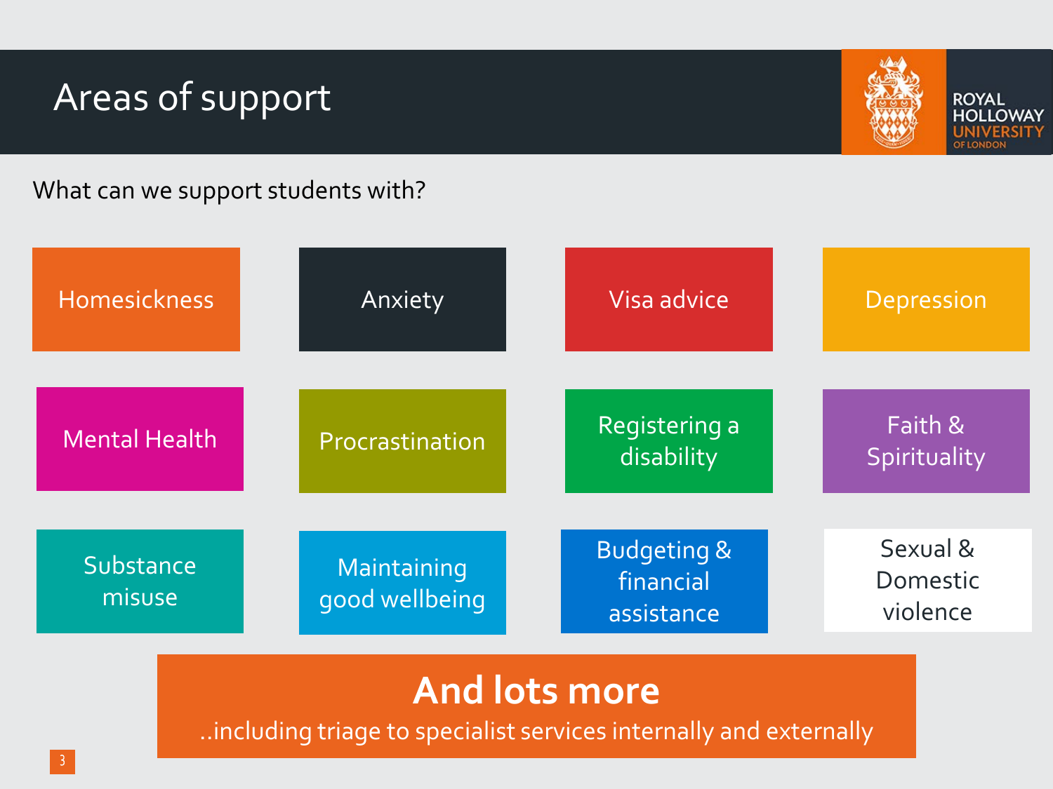# Areas of support

What can we support students with?

- Homesickness
- Anxiety
- Visa advice
- Depression
- Mental Health
- Procrastination
- Registering a disability
- Faith & Spirituality
- Substance misuse
- Maintaining good wellbeing
- Budgeting & financial assistance
- Sexual & Domestic violence

**And lots more**

..including triage to specialist services internally and externally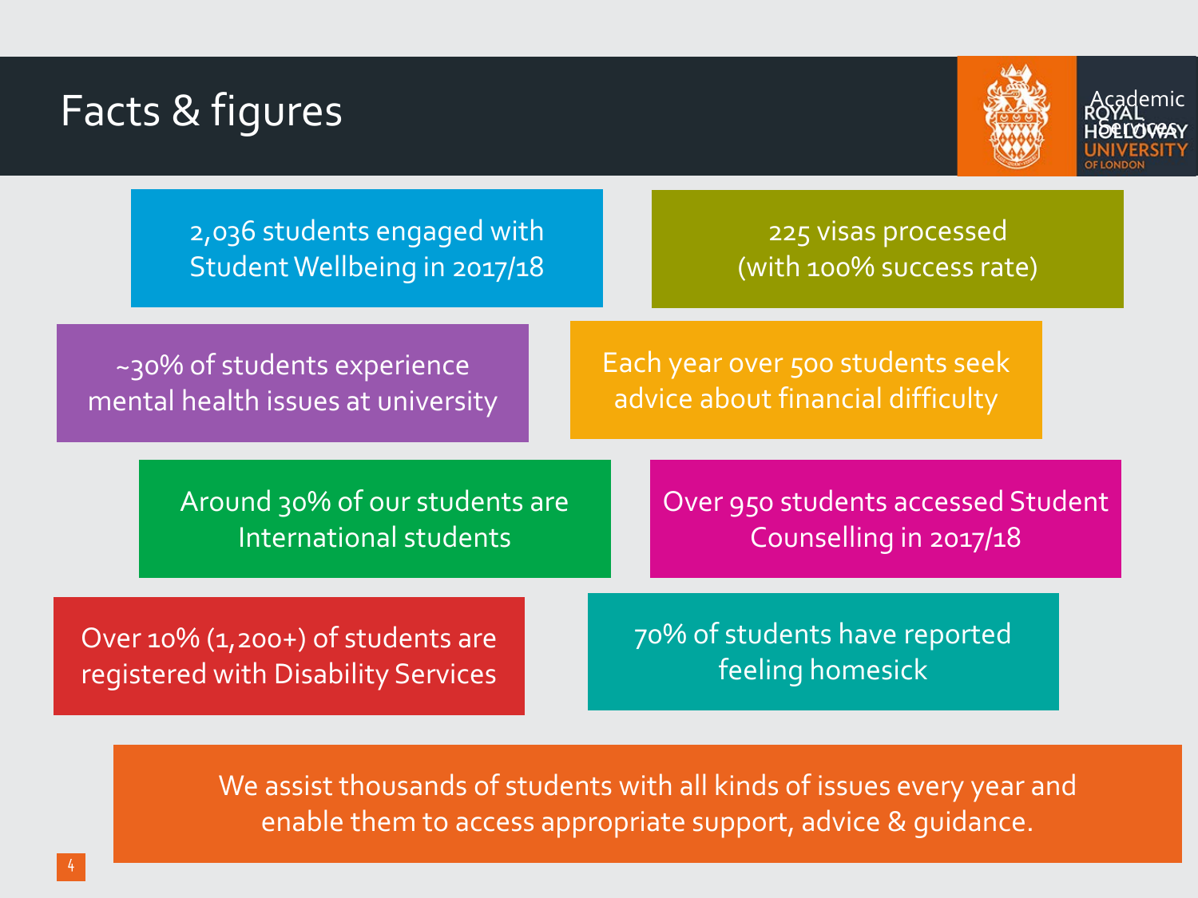# Facts & figures

2,036 students engaged with Student Wellbeing in 2017/18

225 visas processed (with 100% success rate)

~30% of students experience mental health issues at university

Each year over 500 students seek advice about financial difficulty

Around 30% of our students are International students

Over 950 students accessed Student Counselling in 2017/18

Over 10% (1,200+) of students are registered with Disability Services

70% of students have reported feeling homesick

We assist thousands of students with all kinds of issues every year and enable them to access appropriate support, advice & guidance.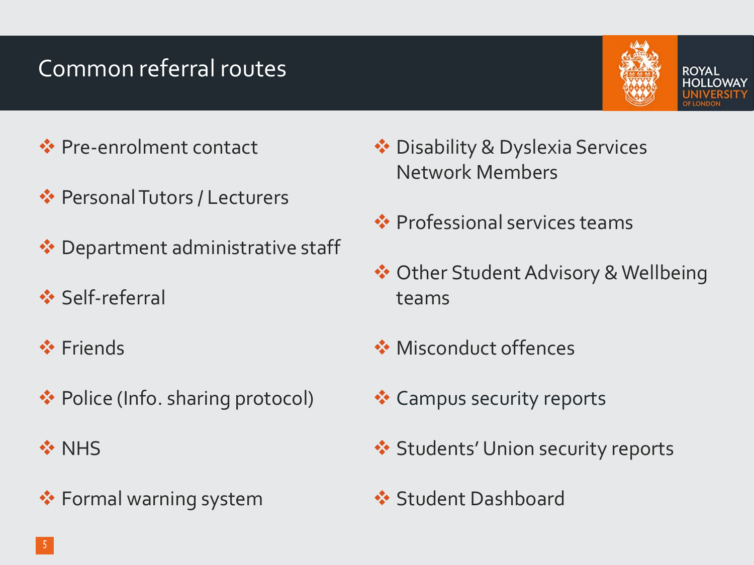# Common referral routes

- Pre-enrolment contact
- Personal Tutors / Lecturers
- Department administrative staff
- Self-referral
- Friends
- Police (Info. sharing protocol)
- NHS
- Formal warning system
- Disability & Dyslexia Services Network Members
- Professional services teams
- Other Student Advisory & Wellbeing teams
- Misconduct offences
- Campus security reports
- Students' Union security reports
- Student Dashboard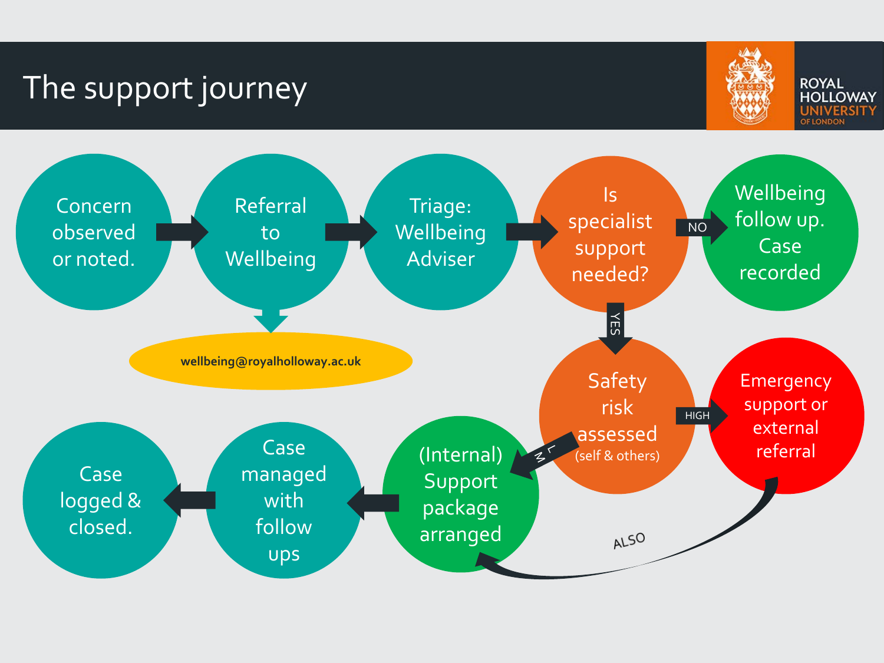# The support journey

- Concern observed or noted.
- Referral to Wellbeing → wellbeing@royalholloway.ac.uk
- Triage: Wellbeing Adviser
- Is specialist support needed?
  - NO → Wellbeing follow up. Case recorded
  - YES → Safety risk assessed (self & others)
    - HIGH → Emergency support or external referral
      - ALSO → (Internal) Support package arranged
    - L M → (Internal) Support package arranged
- (Internal) Support package arranged
- Case managed with follow ups
- Case logged & closed.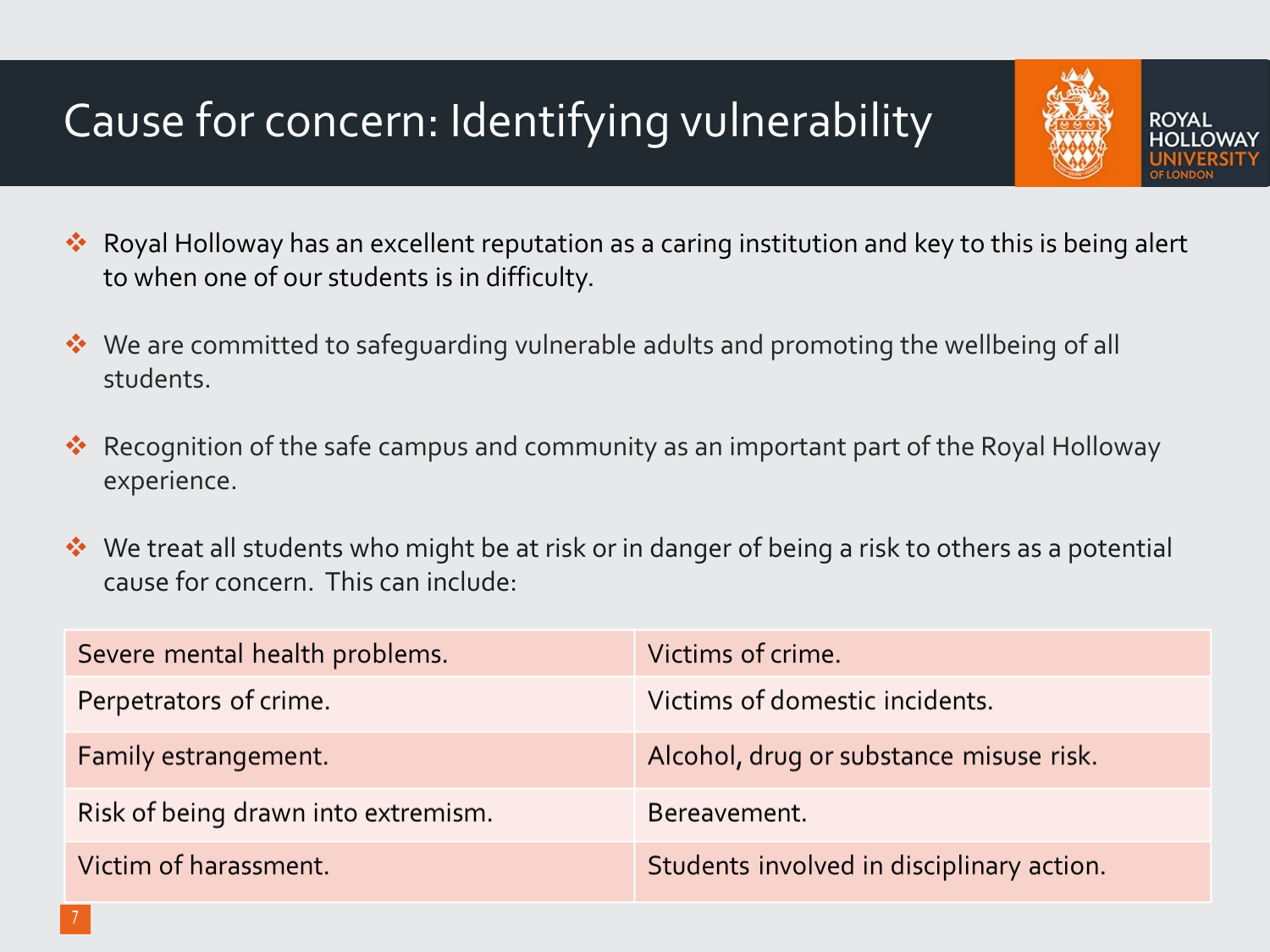# Cause for concern: Identifying vulnerability

- Royal Holloway has an excellent reputation as a caring institution and key to this is being alert to when one of our students is in difficulty.
- We are committed to safeguarding vulnerable adults and promoting the wellbeing of all students.
- Recognition of the safe campus and community as an important part of the Royal Holloway experience.
- We treat all students who might be at risk or in danger of being a risk to others as a potential cause for concern. This can include:

| | |
|---|---|
| Severe mental health problems. | Victims of crime. |
| Perpetrators of crime. | Victims of domestic incidents. |
| Family estrangement. | Alcohol, drug or substance misuse risk. |
| Risk of being drawn into extremism. | Bereavement. |
| Victim of harassment. | Students involved in disciplinary action. |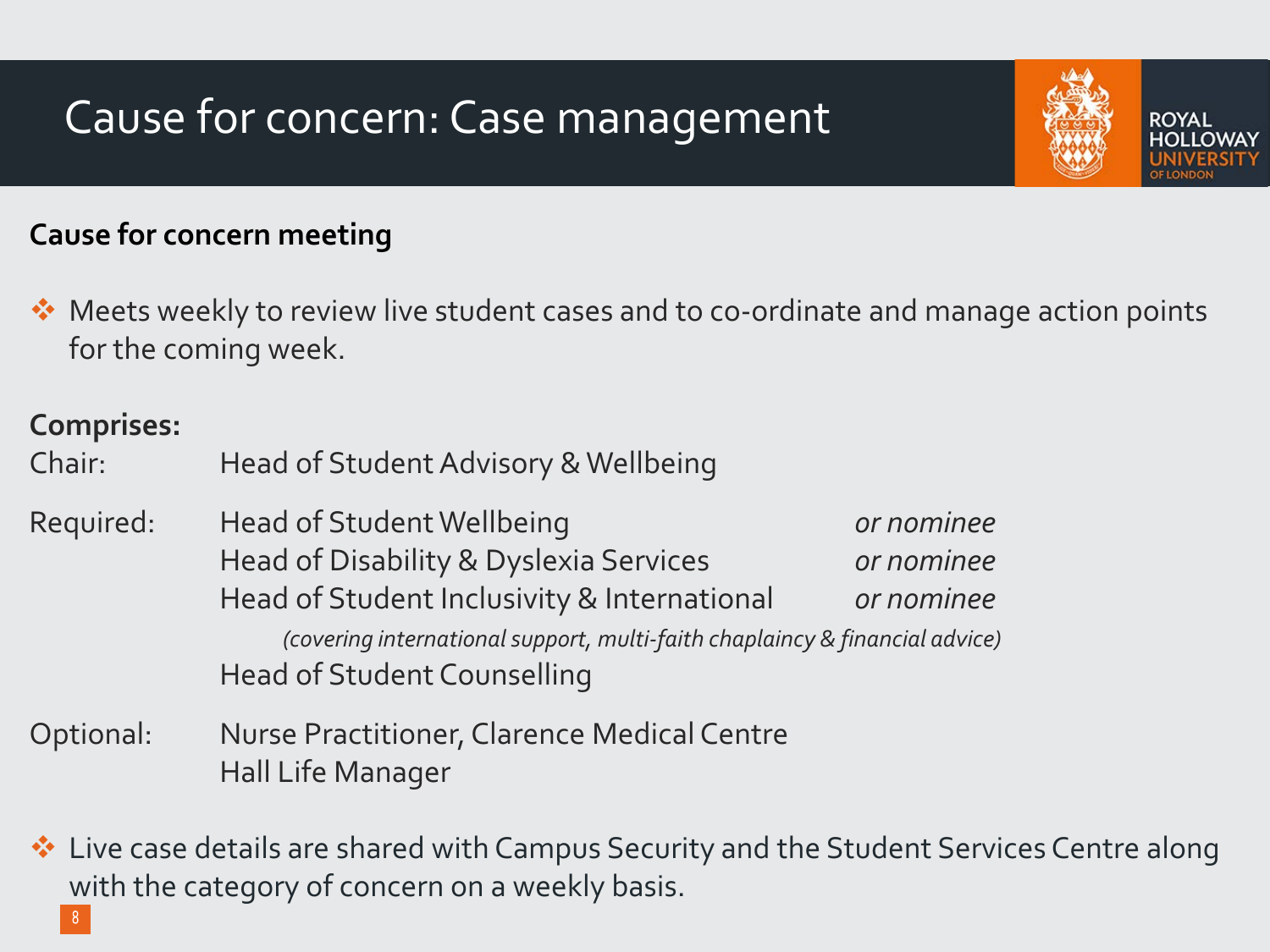# Cause for concern: Case management

**Cause for concern meeting**

- Meets weekly to review live student cases and to co-ordinate and manage action points for the coming week.

**Comprises:**

| | | |
|---|---|---|
| Chair: | Head of Student Advisory & Wellbeing | |
| Required: | Head of Student Wellbeing | *or nominee* |
| | Head of Disability & Dyslexia Services | *or nominee* |
| | Head of Student Inclusivity & International | *or nominee* |
| | *(covering international support, multi-faith chaplaincy & financial advice)* | |
| | Head of Student Counselling | |
| Optional: | Nurse Practitioner, Clarence Medical Centre | |
| | Hall Life Manager | |

- Live case details are shared with Campus Security and the Student Services Centre along with the category of concern on a weekly basis.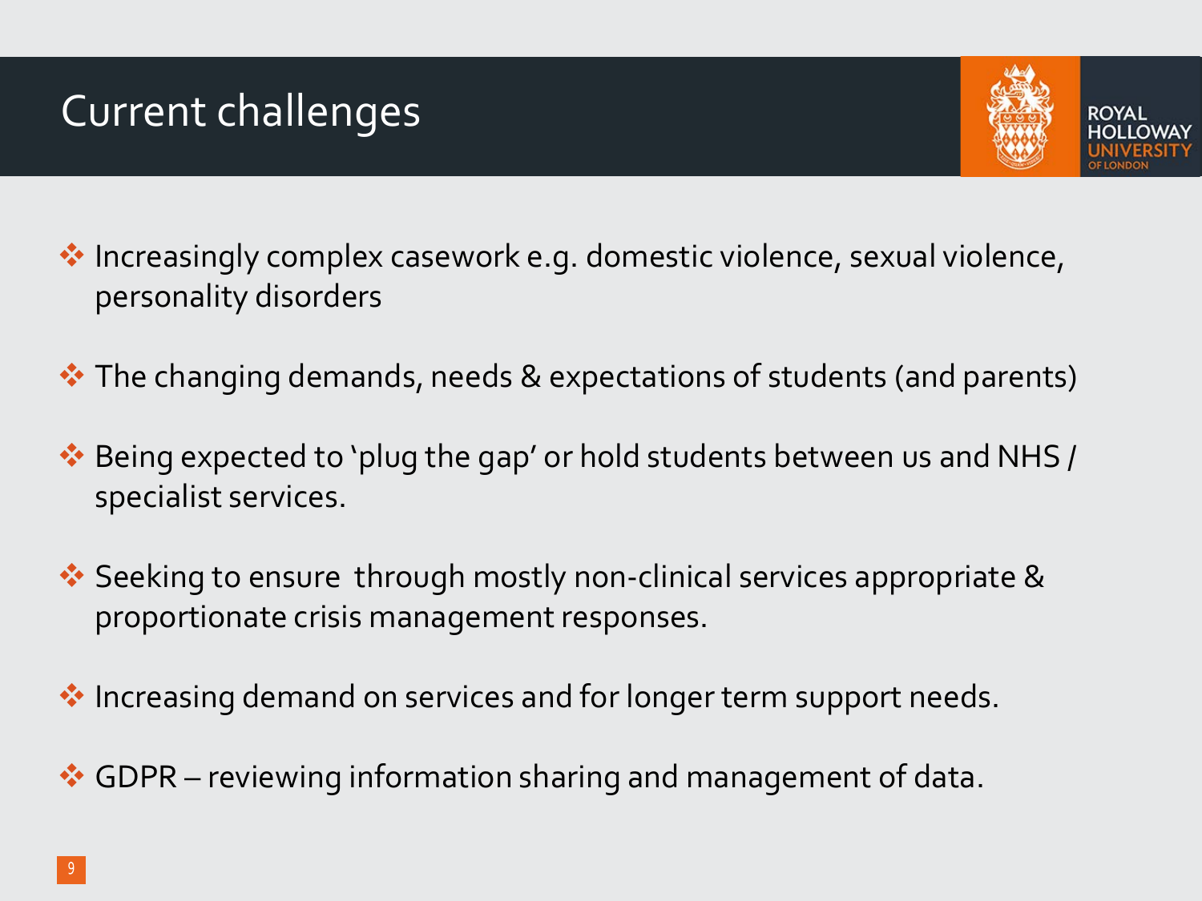# Current challenges

- Increasingly complex casework e.g. domestic violence, sexual violence, personality disorders
- The changing demands, needs & expectations of students (and parents)
- Being expected to 'plug the gap' or hold students between us and NHS / specialist services.
- Seeking to ensure through mostly non-clinical services appropriate & proportionate crisis management responses.
- Increasing demand on services and for longer term support needs.
- GDPR – reviewing information sharing and management of data.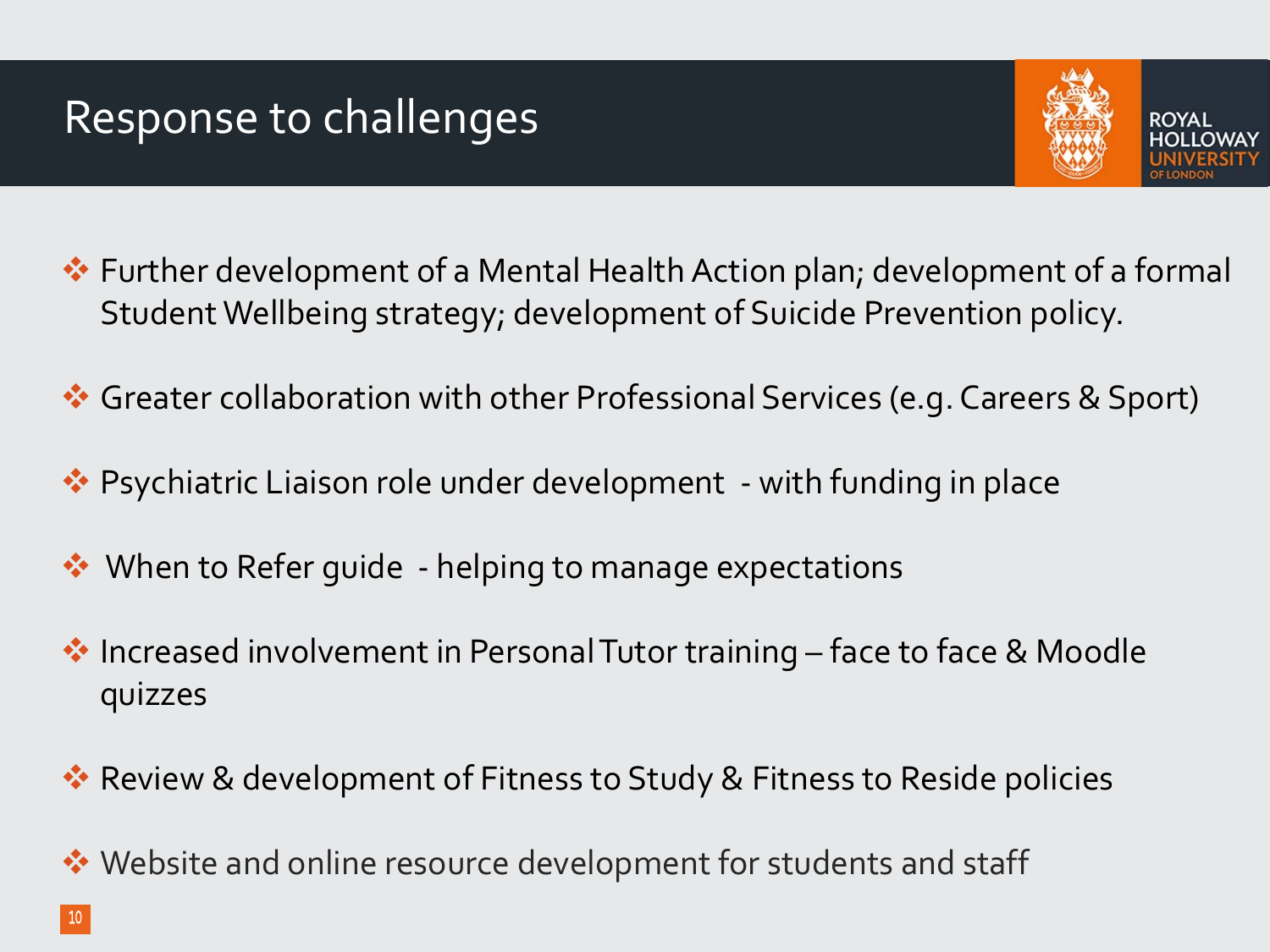# Response to challenges

- Further development of a Mental Health Action plan; development of a formal Student Wellbeing strategy; development of Suicide Prevention policy.
- Greater collaboration with other Professional Services (e.g. Careers & Sport)
- Psychiatric Liaison role under development - with funding in place
- When to Refer guide - helping to manage expectations
- Increased involvement in Personal Tutor training – face to face & Moodle quizzes
- Review & development of Fitness to Study & Fitness to Reside policies
- Website and online resource development for students and staff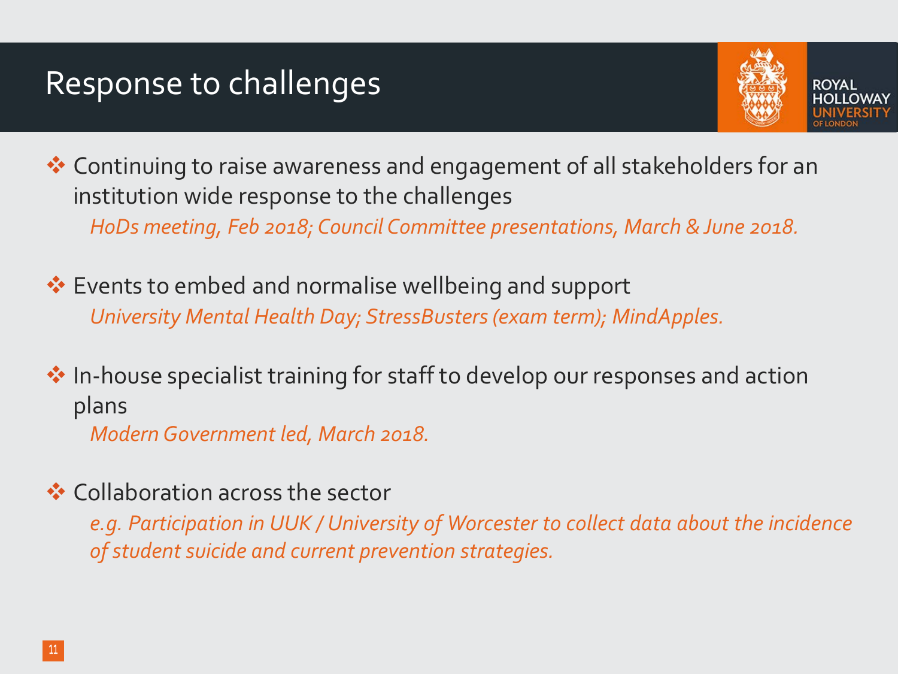# Response to challenges

- Continuing to raise awareness and engagement of all stakeholders for an institution wide response to the challenges
  *HoDs meeting, Feb 2018; Council Committee presentations, March & June 2018.*

- Events to embed and normalise wellbeing and support
  *University Mental Health Day; StressBusters (exam term); MindApples.*

- In-house specialist training for staff to develop our responses and action plans
  *Modern Government led, March 2018.*

- Collaboration across the sector
  *e.g. Participation in UUK / University of Worcester to collect data about the incidence of student suicide and current prevention strategies.*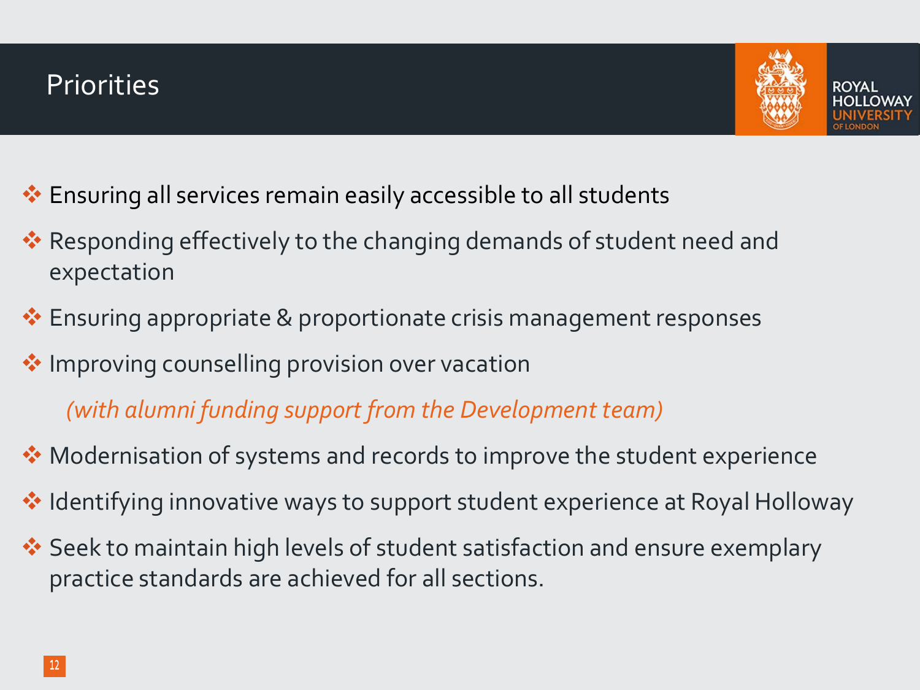# Priorities

- Ensuring all services remain easily accessible to all students
- Responding effectively to the changing demands of student need and expectation
- Ensuring appropriate & proportionate crisis management responses
- Improving counselling provision over vacation

  *(with alumni funding support from the Development team)*
- Modernisation of systems and records to improve the student experience
- Identifying innovative ways to support student experience at Royal Holloway
- Seek to maintain high levels of student satisfaction and ensure exemplary practice standards are achieved for all sections.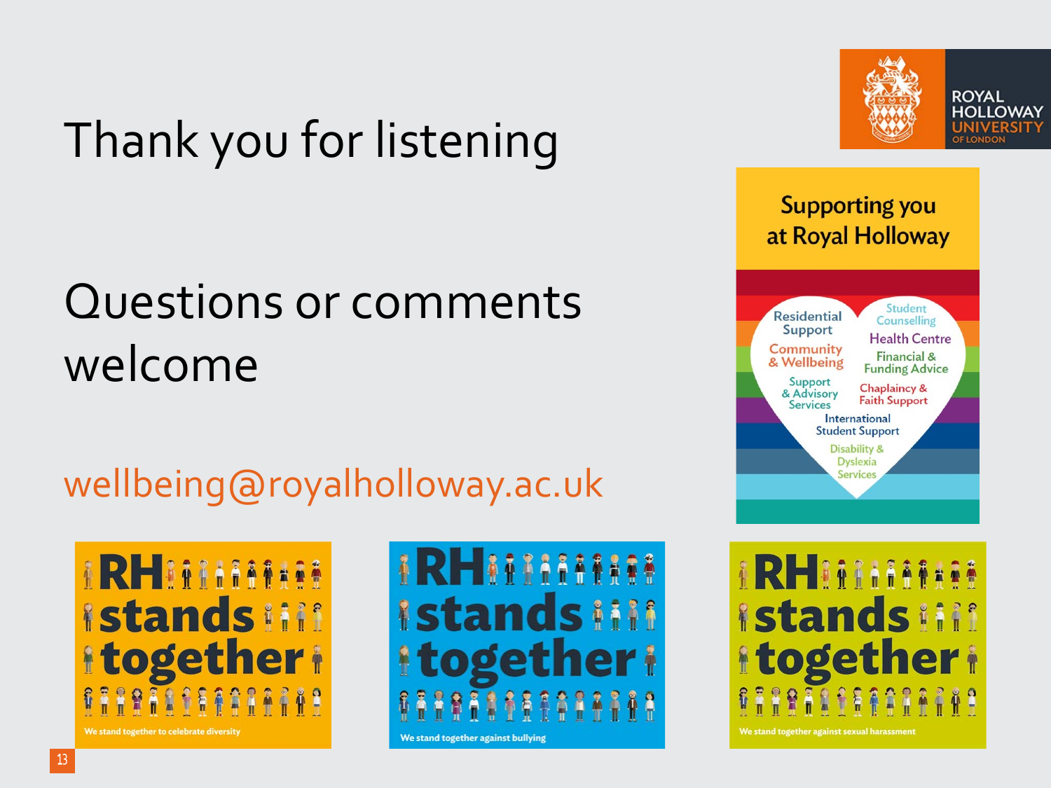# Thank you for listening

# Questions or comments welcome

wellbeing@royalholloway.ac.uk

ROYAL HOLLOWAY UNIVERSITY OF LONDON

Supporting you at Royal Holloway

Residential Support
Student Counselling
Health Centre
Community & Wellbeing
Financial & Funding Advice
Support & Advisory Services
Chaplaincy & Faith Support
International Student Support
Disability & Dyslexia Services

RH stands together
We stand together to celebrate diversity

RH stands together
We stand together against bullying

RH stands together
We stand together against sexual harassment